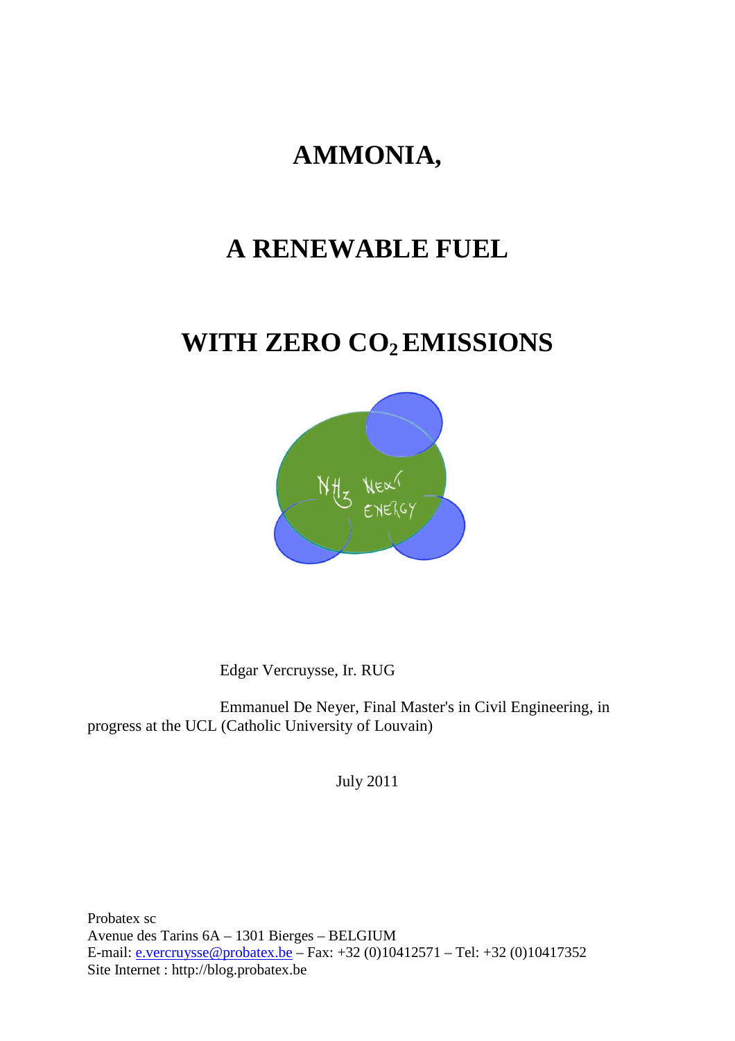# AMMONIA,

# A RENEWABLE FUEL

# WITH ZERO $CO_2$ EMISSIONS

Edgar Vercruysse, Ir. RUG

Emmanuel De Neyer, Final Master's in Civil Engineering, in progress at the UCL (Catholic University of Louvain)

July 2011

Probatex sc
Avenue des Tarins 6A – 1301 Bierges – BELGIUM
E-mail: e.vercruysse@probatex.be – Fax: +32 (0)10412571 – Tel: +32 (0)10417352
Site Internet : http://blog.probatex.be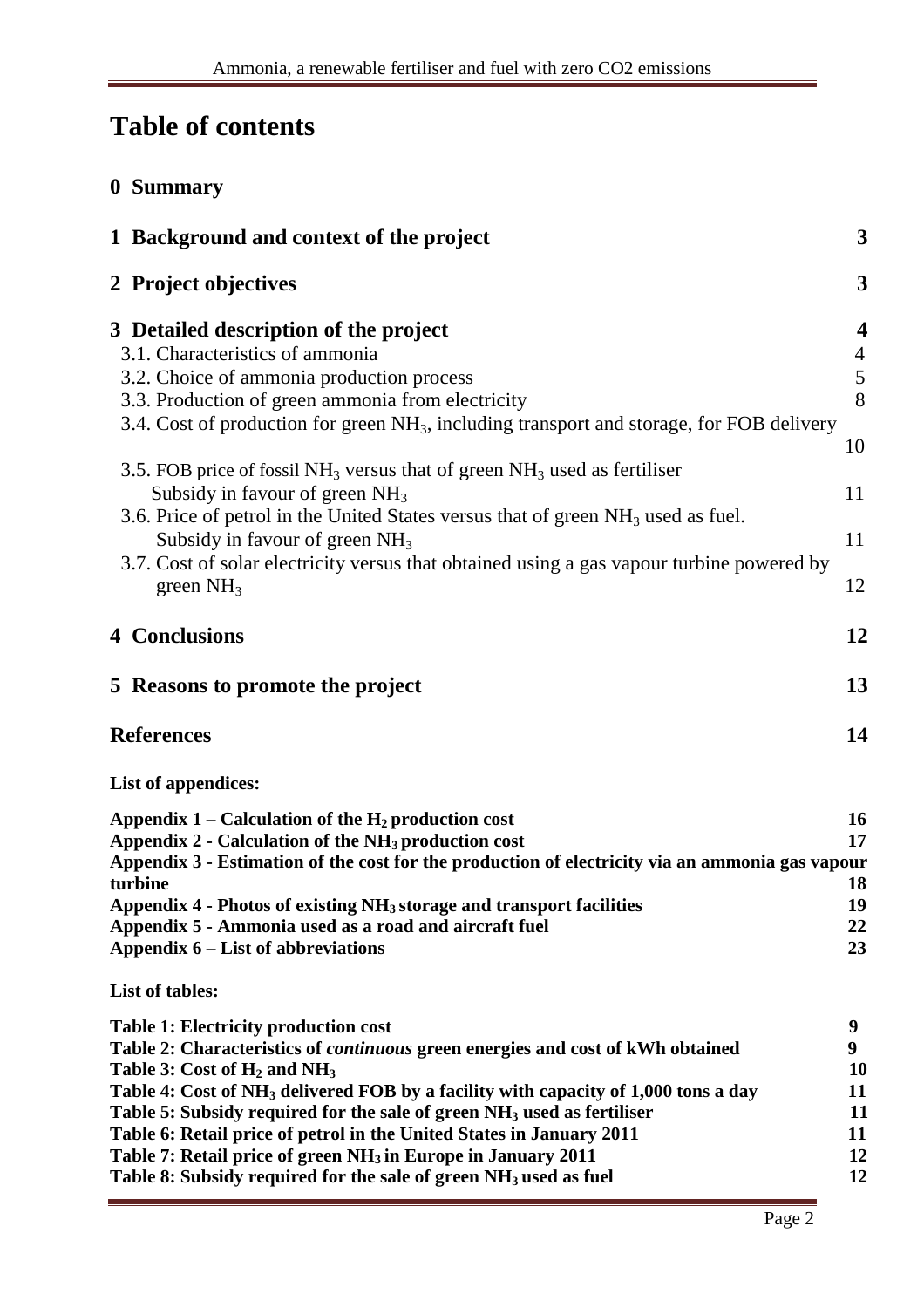# Table of contents

## 0 Summary

## 1 Background and context of the project 3

## 2 Project objectives 3

## 3 Detailed description of the project 4

3.1. Characteristics of ammonia 4

3.2. Choice of ammonia production process 5

3.3. Production of green ammonia from electricity 8

3.4. Cost of production for green $NH_3$, including transport and storage, for FOB delivery 10

3.5. FOB price of fossil $NH_3$ versus that of green $NH_3$ used as fertiliser Subsidy in favour of green $NH_3$ 11

3.6. Price of petrol in the United States versus that of green $NH_3$ used as fuel. Subsidy in favour of green $NH_3$ 11

3.7. Cost of solar electricity versus that obtained using a gas vapour turbine powered by green $NH_3$ 12

## 4 Conclusions 12

## 5 Reasons to promote the project 13

## References 14

**List of appendices:**

**Appendix 1 – Calculation of the $H_2$ production cost 16**
**Appendix 2 - Calculation of the $NH_3$ production cost 17**
**Appendix 3 - Estimation of the cost for the production of electricity via an ammonia gas vapour turbine 18**
**Appendix 4 - Photos of existing $NH_3$ storage and transport facilities 19**
**Appendix 5 - Ammonia used as a road and aircraft fuel 22**
**Appendix 6 – List of abbreviations 23**

**List of tables:**

**Table 1: Electricity production cost 9**
**Table 2: Characteristics of *continuous* green energies and cost of kWh obtained 9**
**Table 3: Cost of $H_2$ and $NH_3$ 10**
**Table 4: Cost of $NH_3$ delivered FOB by a facility with capacity of 1,000 tons a day 11**
**Table 5: Subsidy required for the sale of green $NH_3$ used as fertiliser 11**
**Table 6: Retail price of petrol in the United States in January 2011 11**
**Table 7: Retail price of green $NH_3$ in Europe in January 2011 12**
**Table 8: Subsidy required for the sale of green $NH_3$ used as fuel 12**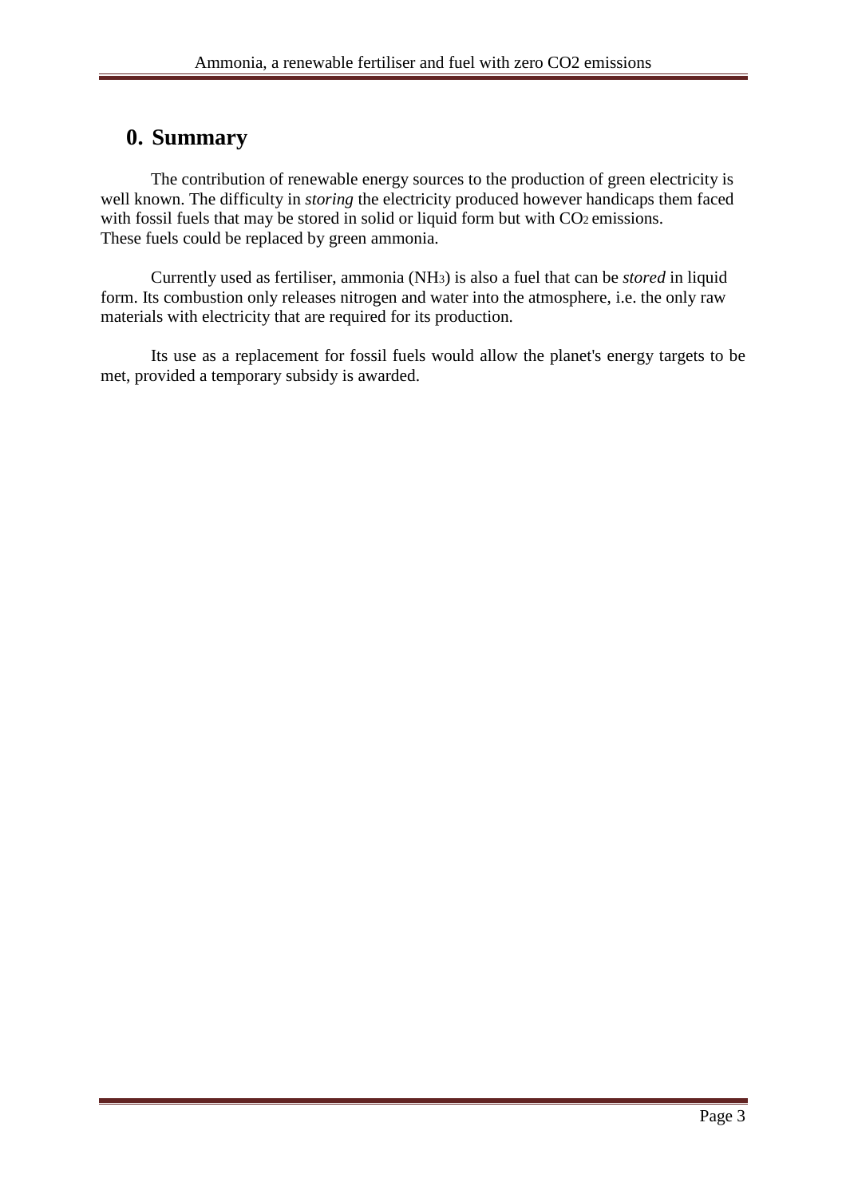# 0. Summary

The contribution of renewable energy sources to the production of green electricity is well known. The difficulty in *storing* the electricity produced however handicaps them faced with fossil fuels that may be stored in solid or liquid form but with $CO_2$ emissions.
These fuels could be replaced by green ammonia.

Currently used as fertiliser, ammonia ($NH_3$) is also a fuel that can be *stored* in liquid form. Its combustion only releases nitrogen and water into the atmosphere, i.e. the only raw materials with electricity that are required for its production.

Its use as a replacement for fossil fuels would allow the planet's energy targets to be met, provided a temporary subsidy is awarded.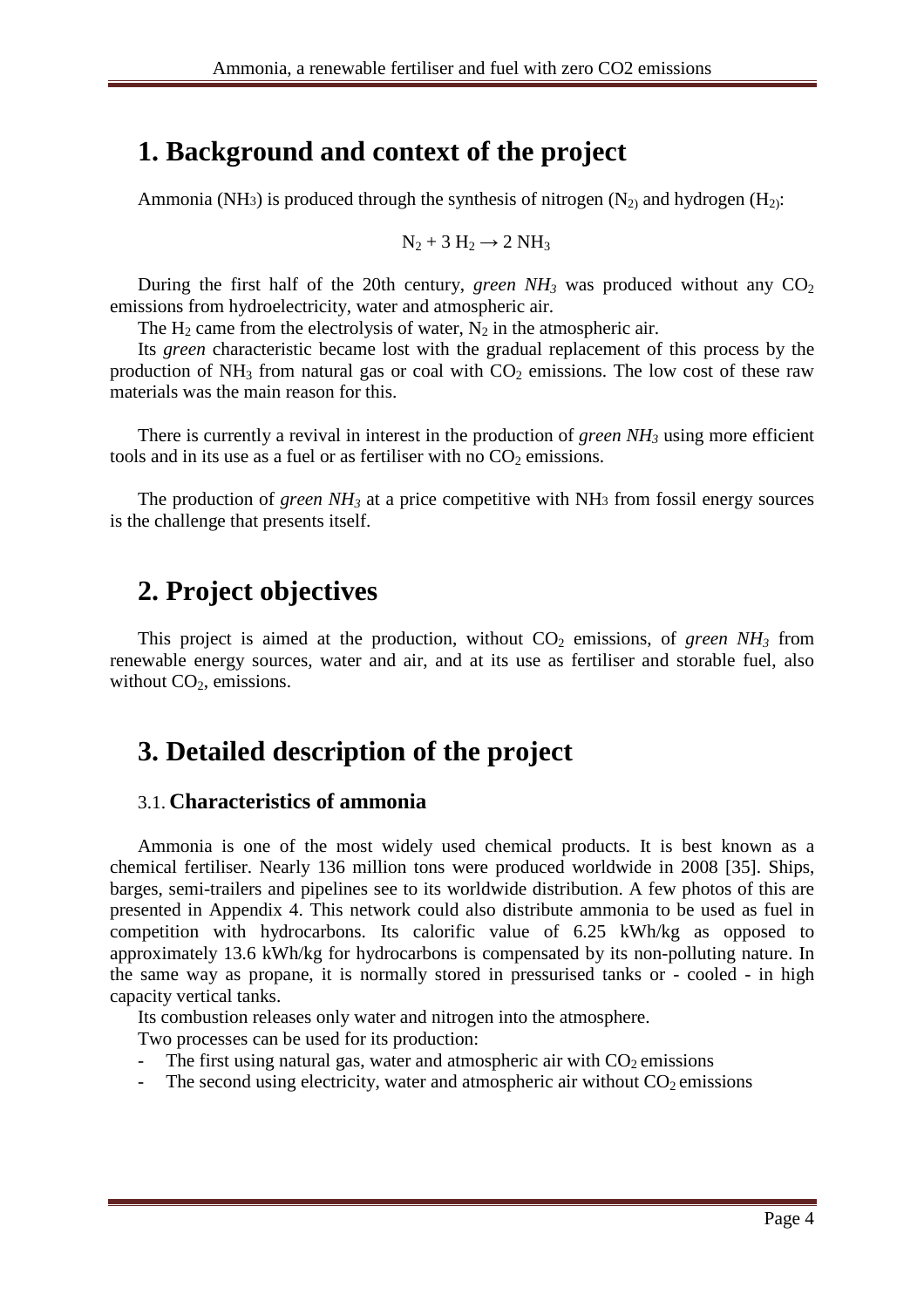# 1. Background and context of the project

Ammonia ($NH_3$) is produced through the synthesis of nitrogen ($N_2$) and hydrogen ($H_2$):

$$N_2 + 3\ H_2 \rightarrow 2\ NH_3$$

During the first half of the 20th century, *green $NH_3$* was produced without any $CO_2$ emissions from hydroelectricity, water and atmospheric air.

The $H_2$ came from the electrolysis of water, $N_2$ in the atmospheric air.

Its *green* characteristic became lost with the gradual replacement of this process by the production of $NH_3$ from natural gas or coal with $CO_2$ emissions. The low cost of these raw materials was the main reason for this.

There is currently a revival in interest in the production of *green $NH_3$* using more efficient tools and in its use as a fuel or as fertiliser with no $CO_2$ emissions.

The production of *green $NH_3$* at a price competitive with $NH_3$ from fossil energy sources is the challenge that presents itself.

# 2. Project objectives

This project is aimed at the production, without $CO_2$ emissions, of *green $NH_3$* from renewable energy sources, water and air, and at its use as fertiliser and storable fuel, also without $CO_2$, emissions.

# 3. Detailed description of the project

## 3.1. Characteristics of ammonia

Ammonia is one of the most widely used chemical products. It is best known as a chemical fertiliser. Nearly 136 million tons were produced worldwide in 2008 [35]. Ships, barges, semi-trailers and pipelines see to its worldwide distribution. A few photos of this are presented in Appendix 4. This network could also distribute ammonia to be used as fuel in competition with hydrocarbons. Its calorific value of 6.25 kWh/kg as opposed to approximately 13.6 kWh/kg for hydrocarbons is compensated by its non-polluting nature. In the same way as propane, it is normally stored in pressurised tanks or - cooled - in high capacity vertical tanks.

Its combustion releases only water and nitrogen into the atmosphere.

Two processes can be used for its production:

- The first using natural gas, water and atmospheric air with $CO_2$ emissions
- The second using electricity, water and atmospheric air without $CO_2$ emissions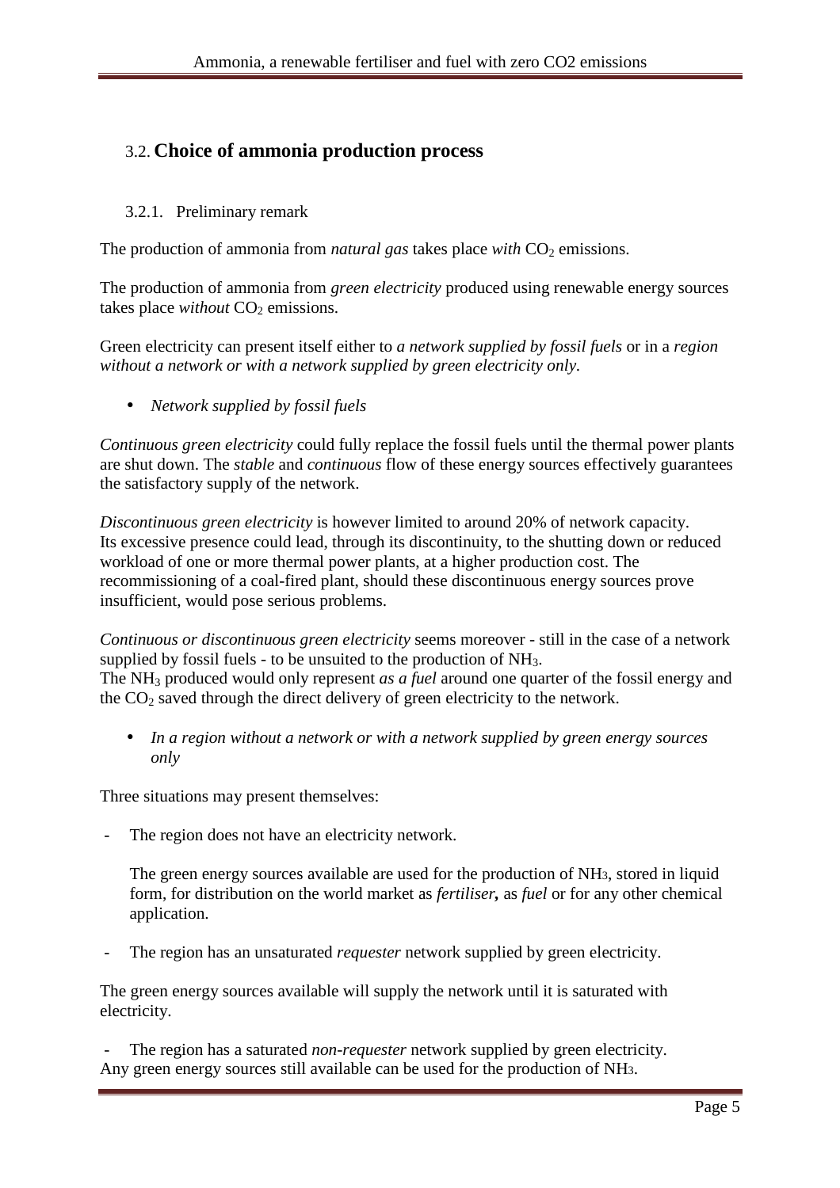## 3.2. **Choice of ammonia production process**

### 3.2.1. Preliminary remark

The production of ammonia from *natural gas* takes place *with* $CO_2$ emissions.

The production of ammonia from *green electricity* produced using renewable energy sources takes place *without* $CO_2$ emissions.

Green electricity can present itself either to *a network supplied by fossil fuels* or in a *region without a network or with a network supplied by green electricity only*.

- *Network supplied by fossil fuels*

*Continuous green electricity* could fully replace the fossil fuels until the thermal power plants are shut down. The *stable* and *continuous* flow of these energy sources effectively guarantees the satisfactory supply of the network.

*Discontinuous green electricity* is however limited to around 20% of network capacity. Its excessive presence could lead, through its discontinuity, to the shutting down or reduced workload of one or more thermal power plants, at a higher production cost. The recommissioning of a coal-fired plant, should these discontinuous energy sources prove insufficient, would pose serious problems.

*Continuous or discontinuous green electricity* seems moreover - still in the case of a network supplied by fossil fuels - to be unsuited to the production of $NH_3$.
The $NH_3$ produced would only represent *as a fuel* around one quarter of the fossil energy and the $CO_2$ saved through the direct delivery of green electricity to the network.

- *In a region without a network or with a network supplied by green energy sources only*

Three situations may present themselves:

- The region does not have an electricity network.

  The green energy sources available are used for the production of $NH_3$, stored in liquid form, for distribution on the world market as *fertiliser*, as *fuel* or for any other chemical application.

- The region has an unsaturated *requester* network supplied by green electricity.

The green energy sources available will supply the network until it is saturated with electricity.

- The region has a saturated *non-requester* network supplied by green electricity.

Any green energy sources still available can be used for the production of $NH_3$.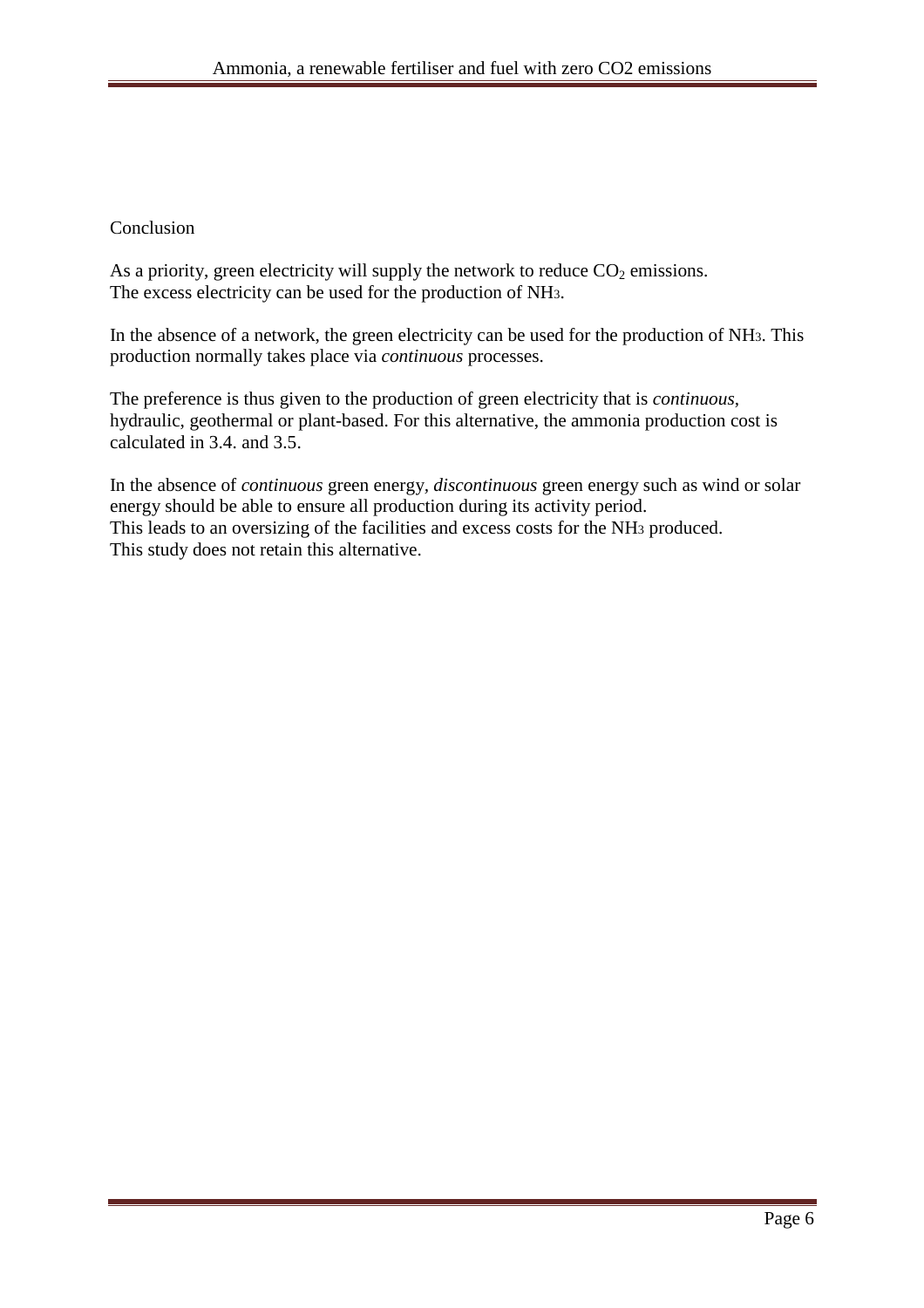Conclusion

As a priority, green electricity will supply the network to reduce $CO_2$ emissions.
The excess electricity can be used for the production of $NH_3$.

In the absence of a network, the green electricity can be used for the production of $NH_3$. This production normally takes place via *continuous* processes.

The preference is thus given to the production of green electricity that is *continuous*, hydraulic, geothermal or plant-based. For this alternative, the ammonia production cost is calculated in 3.4. and 3.5.

In the absence of *continuous* green energy, *discontinuous* green energy such as wind or solar energy should be able to ensure all production during its activity period.
This leads to an oversizing of the facilities and excess costs for the $NH_3$ produced.
This study does not retain this alternative.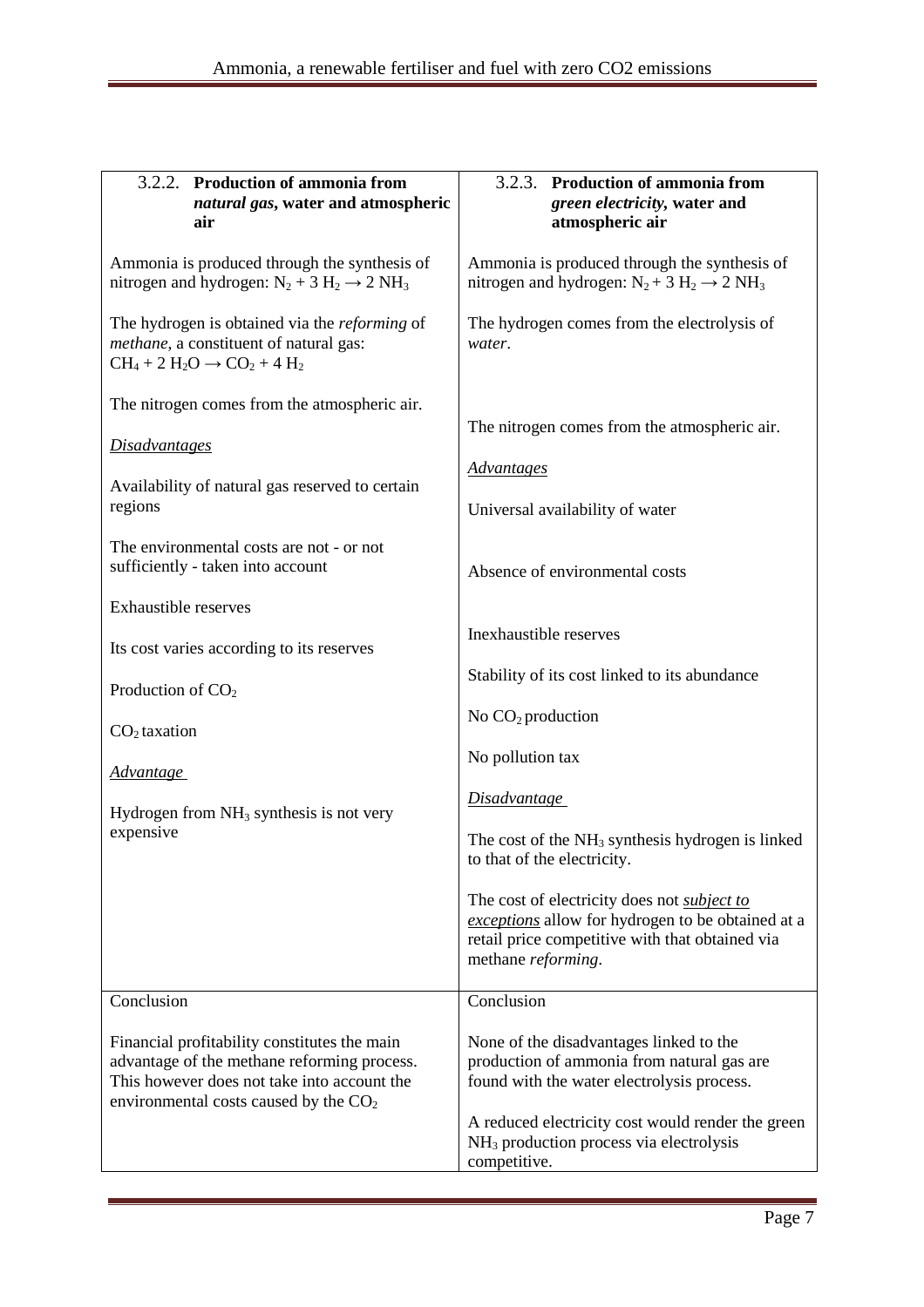| 3.2.2. **Production of ammonia from *natural gas*, water and atmospheric air** | 3.2.3. **Production of ammonia from *green electricity*, water and atmospheric air** |
|---|---|
| Ammonia is produced through the synthesis of nitrogen and hydrogen: $N_2 + 3\ H_2 \rightarrow 2\ NH_3$<br><br>The hydrogen is obtained via the *reforming* of *methane*, a constituent of natural gas: $CH_4 + 2\ H_2O \rightarrow CO_2 + 4\ H_2$<br><br>The nitrogen comes from the atmospheric air.<br><br>*Disadvantages*<br><br>Availability of natural gas reserved to certain regions<br><br>The environmental costs are not - or not sufficiently - taken into account<br><br>Exhaustible reserves<br><br>Its cost varies according to its reserves<br><br>Production of $CO_2$<br><br>$CO_2$ taxation<br><br>*Advantage*<br><br>Hydrogen from $NH_3$ synthesis is not very expensive | Ammonia is produced through the synthesis of nitrogen and hydrogen: $N_2 + 3\ H_2 \rightarrow 2\ NH_3$<br><br>The hydrogen comes from the electrolysis of *water*.<br><br>The nitrogen comes from the atmospheric air.<br><br>*Advantages*<br><br>Universal availability of water<br><br>Absence of environmental costs<br><br>Inexhaustible reserves<br><br>Stability of its cost linked to its abundance<br><br>No $CO_2$ production<br><br>No pollution tax<br><br>*Disadvantage*<br><br>The cost of the $NH_3$ synthesis hydrogen is linked to that of the electricity.<br><br>The cost of electricity does not *subject to exceptions* allow for hydrogen to be obtained at a retail price competitive with that obtained via methane *reforming*. |
| Conclusion<br><br>Financial profitability constitutes the main advantage of the methane reforming process. This however does not take into account the environmental costs caused by the $CO_2$ | Conclusion<br><br>None of the disadvantages linked to the production of ammonia from natural gas are found with the water electrolysis process.<br><br>A reduced electricity cost would render the green $NH_3$ production process via electrolysis competitive. |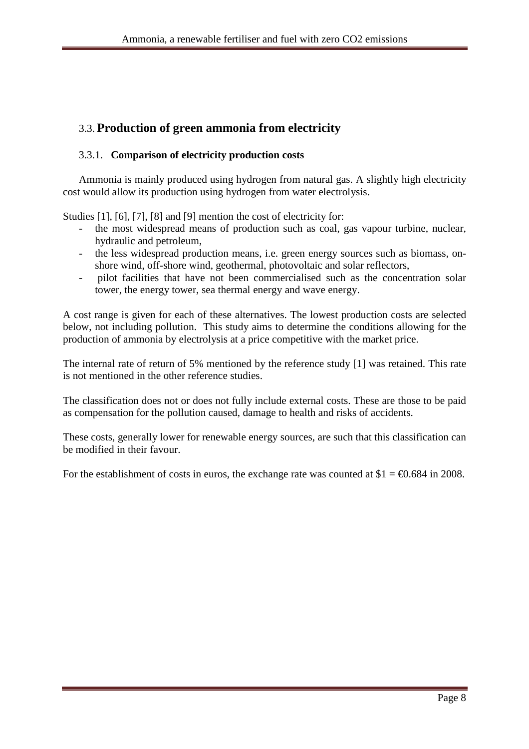## 3.3. Production of green ammonia from electricity

### 3.3.1. Comparison of electricity production costs

Ammonia is mainly produced using hydrogen from natural gas. A slightly high electricity cost would allow its production using hydrogen from water electrolysis.

Studies [1], [6], [7], [8] and [9] mention the cost of electricity for:

- the most widespread means of production such as coal, gas vapour turbine, nuclear, hydraulic and petroleum,
- the less widespread production means, i.e. green energy sources such as biomass, on-shore wind, off-shore wind, geothermal, photovoltaic and solar reflectors,
- pilot facilities that have not been commercialised such as the concentration solar tower, the energy tower, sea thermal energy and wave energy.

A cost range is given for each of these alternatives. The lowest production costs are selected below, not including pollution. This study aims to determine the conditions allowing for the production of ammonia by electrolysis at a price competitive with the market price.

The internal rate of return of 5% mentioned by the reference study [1] was retained. This rate is not mentioned in the other reference studies.

The classification does not or does not fully include external costs. These are those to be paid as compensation for the pollution caused, damage to health and risks of accidents.

These costs, generally lower for renewable energy sources, are such that this classification can be modified in their favour.

For the establishment of costs in euros, the exchange rate was counted at $1 = €0.684 in 2008.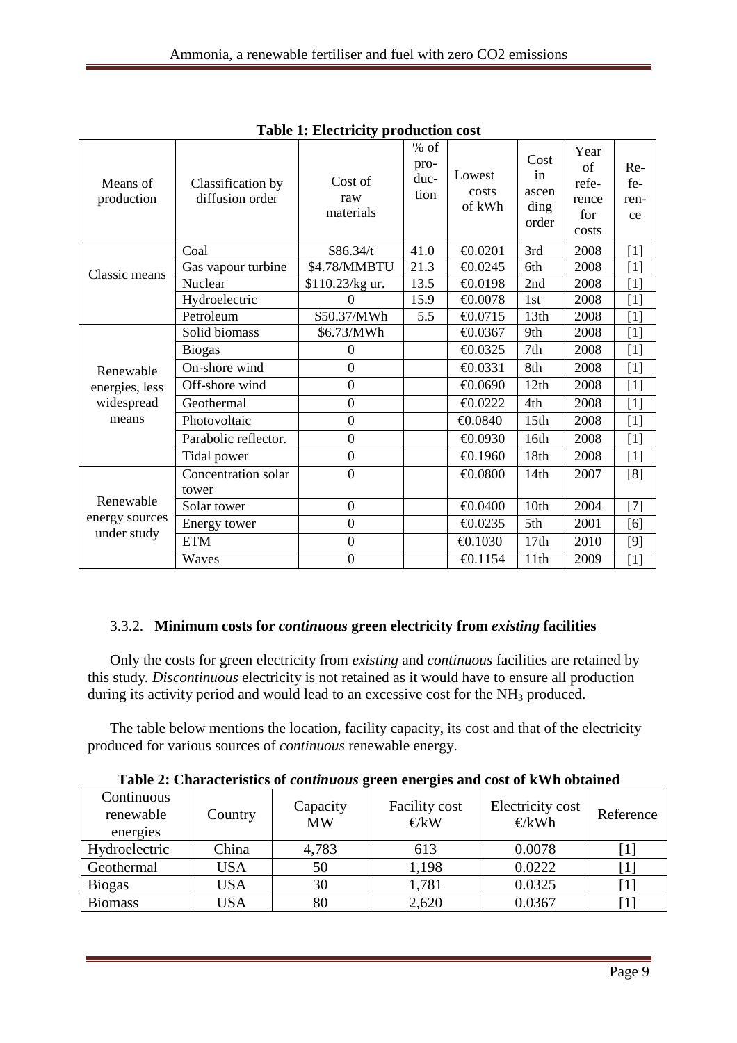**Table 1: Electricity production cost**

| Means of production | Classification by diffusion order | Cost of raw materials | % of production | Lowest costs of kWh | Cost in ascending order | Year of reference for costs | Reference |
|---|---|---|---|---|---|---|---|
| Classic means | Coal | $86.34/t | 41.0 | €0.0201 | 3rd | 2008 | [1] |
| | Gas vapour turbine | $4.78/MMBTU | 21.3 | €0.0245 | 6th | 2008 | [1] |
| | Nuclear | $110.23/kg ur. | 13.5 | €0.0198 | 2nd | 2008 | [1] |
| | Hydroelectric | 0 | 15.9 | €0.0078 | 1st | 2008 | [1] |
| | Petroleum | $50.37/MWh | 5.5 | €0.0715 | 13th | 2008 | [1] |
| Renewable energies, less widespread means | Solid biomass | $6.73/MWh | | €0.0367 | 9th | 2008 | [1] |
| | Biogas | 0 | | €0.0325 | 7th | 2008 | [1] |
| | On-shore wind | 0 | | €0.0331 | 8th | 2008 | [1] |
| | Off-shore wind | 0 | | €0.0690 | 12th | 2008 | [1] |
| | Geothermal | 0 | | €0.0222 | 4th | 2008 | [1] |
| | Photovoltaic | 0 | | €0.0840 | 15th | 2008 | [1] |
| | Parabolic reflector. | 0 | | €0.0930 | 16th | 2008 | [1] |
| | Tidal power | 0 | | €0.1960 | 18th | 2008 | [1] |
| Renewable energy sources under study | Concentration solar tower | 0 | | €0.0800 | 14th | 2007 | [8] |
| | Solar tower | 0 | | €0.0400 | 10th | 2004 | [7] |
| | Energy tower | 0 | | €0.0235 | 5th | 2001 | [6] |
| | ETM | 0 | | €0.1030 | 17th | 2010 | [9] |
| | Waves | 0 | | €0.1154 | 11th | 2009 | [1] |

### 3.3.2. Minimum costs for *continuous* green electricity from *existing* facilities

Only the costs for green electricity from *existing* and *continuous* facilities are retained by this study. *Discontinuous* electricity is not retained as it would have to ensure all production during its activity period and would lead to an excessive cost for the $NH_3$ produced.

The table below mentions the location, facility capacity, its cost and that of the electricity produced for various sources of *continuous* renewable energy.

**Table 2: Characteristics of *continuous* green energies and cost of kWh obtained**

| Continuous renewable energies | Country | Capacity MW | Facility cost €/kW | Electricity cost €/kWh | Reference |
|---|---|---|---|---|---|
| Hydroelectric | China | 4,783 | 613 | 0.0078 | [1] |
| Geothermal | USA | 50 | 1,198 | 0.0222 | [1] |
| Biogas | USA | 30 | 1,781 | 0.0325 | [1] |
| Biomass | USA | 80 | 2,620 | 0.0367 | [1] |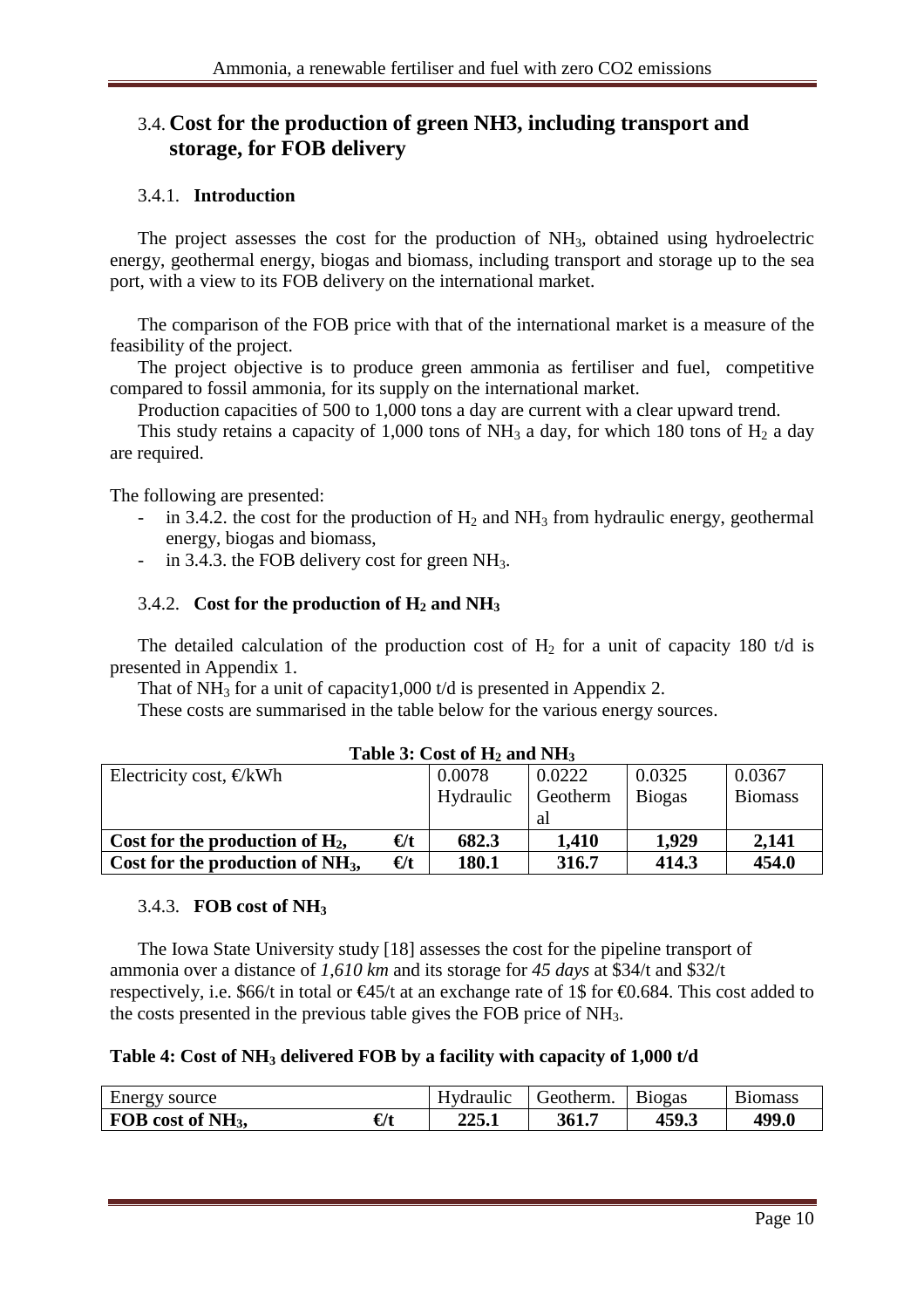## 3.4. Cost for the production of green NH3, including transport and storage, for FOB delivery

### 3.4.1. Introduction

The project assesses the cost for the production of $NH_3$, obtained using hydroelectric energy, geothermal energy, biogas and biomass, including transport and storage up to the sea port, with a view to its FOB delivery on the international market.

The comparison of the FOB price with that of the international market is a measure of the feasibility of the project.

The project objective is to produce green ammonia as fertiliser and fuel, competitive compared to fossil ammonia, for its supply on the international market.

Production capacities of 500 to 1,000 tons a day are current with a clear upward trend.

This study retains a capacity of 1,000 tons of $NH_3$ a day, for which 180 tons of $H_2$ a day are required.

The following are presented:

- in 3.4.2. the cost for the production of $H_2$ and $NH_3$ from hydraulic energy, geothermal energy, biogas and biomass,
- in 3.4.3. the FOB delivery cost for green $NH_3$.

### 3.4.2. Cost for the production of $H_2$ and $NH_3$

The detailed calculation of the production cost of $H_2$ for a unit of capacity 180 t/d is presented in Appendix 1.

That of $NH_3$ for a unit of capacity1,000 t/d is presented in Appendix 2.

These costs are summarised in the table below for the various energy sources.

**Table 3: Cost of $H_2$ and $NH_3$**

| Electricity cost, €/kWh | | 0.0078 Hydraulic | 0.0222 Geothermal | 0.0325 Biogas | 0.0367 Biomass |
|---|---|---|---|---|---|
| **Cost for the production of $H_2$,** | **€/t** | **682.3** | **1,410** | **1,929** | **2,141** |
| **Cost for the production of $NH_3$,** | **€/t** | **180.1** | **316.7** | **414.3** | **454.0** |

### 3.4.3. FOB cost of $NH_3$

The Iowa State University study [18] assesses the cost for the pipeline transport of ammonia over a distance of *1,610 km* and its storage for *45 days* at \$34/t and \$32/t respectively, i.e. \$66/t in total or €45/t at an exchange rate of 1\$ for €0.684. This cost added to the costs presented in the previous table gives the FOB price of $NH_3$.

**Table 4: Cost of $NH_3$ delivered FOB by a facility with capacity of 1,000 t/d**

| Energy source | | Hydraulic | Geotherm. | Biogas | Biomass |
|---|---|---|---|---|---|
| **FOB cost of $NH_3$,** | **€/t** | **225.1** | **361.7** | **459.3** | **499.0** |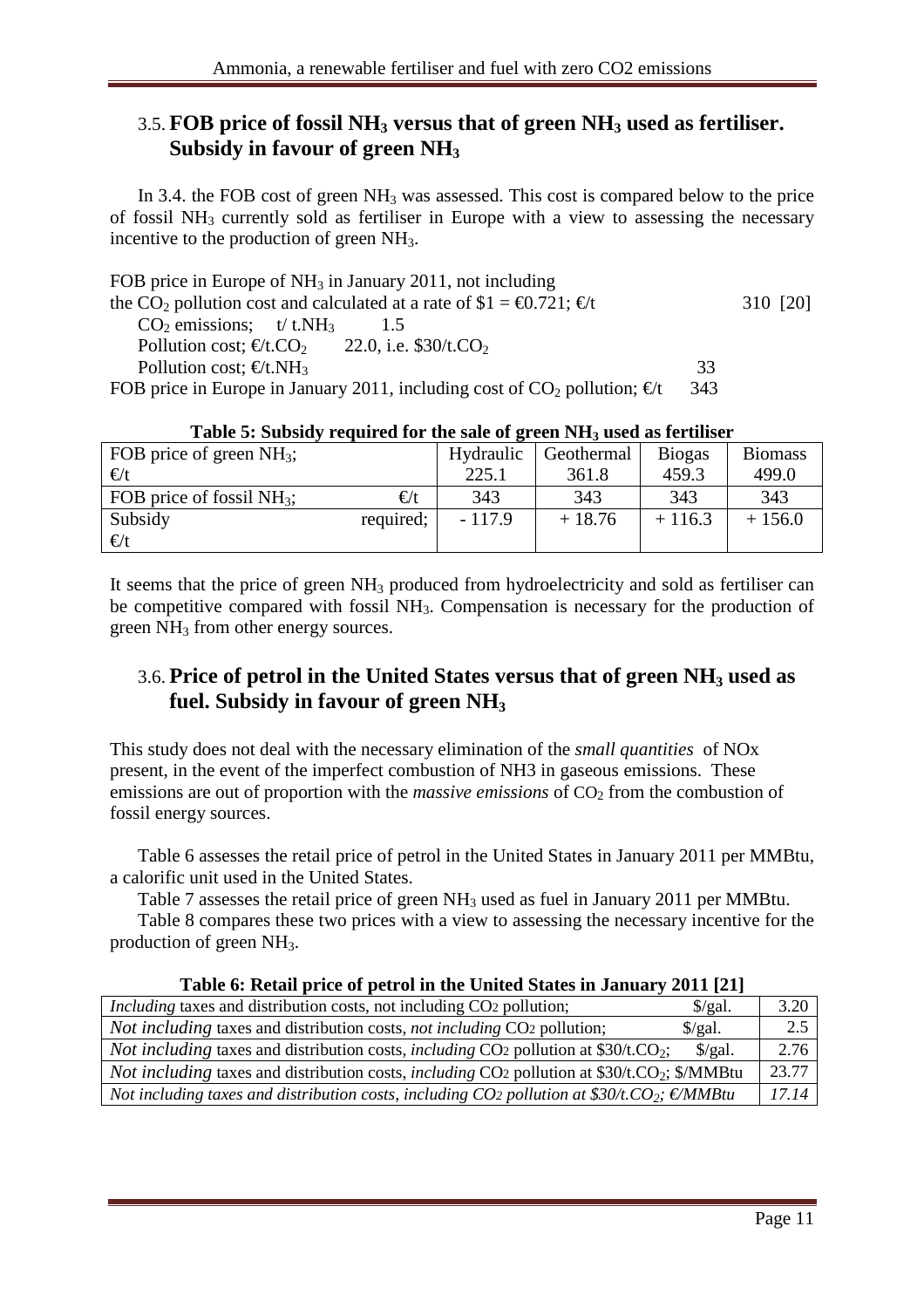## 3.5. FOB price of fossil $NH_3$ versus that of green $NH_3$ used as fertiliser. Subsidy in favour of green $NH_3$

In 3.4. the FOB cost of green $NH_3$ was assessed. This cost is compared below to the price of fossil $NH_3$ currently sold as fertiliser in Europe with a view to assessing the necessary incentive to the production of green $NH_3$.

FOB price in Europe of $NH_3$ in January 2011, not including the $CO_2$ pollution cost and calculated at a rate of \$1 = €0.721; €/t 310 [20]

$CO_2$ emissions; t/ t.$NH_3$ 1.5

Pollution cost; €/t.$CO_2$ 22.0, i.e. \$30/t.$CO_2$

Pollution cost; €/t.$NH_3$ 33

FOB price in Europe in January 2011, including cost of $CO_2$ pollution; €/t 343

**Table 5: Subsidy required for the sale of green $NH_3$ used as fertiliser**

| | Hydraulic | Geothermal | Biogas | Biomass |
|---|---|---|---|---|
| FOB price of green $NH_3$; €/t | 225.1 | 361.8 | 459.3 | 499.0 |
| FOB price of fossil $NH_3$; €/t | 343 | 343 | 343 | 343 |
| Subsidy required; €/t | - 117.9 | + 18.76 | + 116.3 | + 156.0 |

It seems that the price of green $NH_3$ produced from hydroelectricity and sold as fertiliser can be competitive compared with fossil $NH_3$. Compensation is necessary for the production of green $NH_3$ from other energy sources.

## 3.6. Price of petrol in the United States versus that of green $NH_3$ used as fuel. Subsidy in favour of green $NH_3$

This study does not deal with the necessary elimination of the *small quantities* of NOx present, in the event of the imperfect combustion of NH3 in gaseous emissions. These emissions are out of proportion with the *massive emissions* of $CO_2$ from the combustion of fossil energy sources.

Table 6 assesses the retail price of petrol in the United States in January 2011 per MMBtu, a calorific unit used in the United States.

Table 7 assesses the retail price of green $NH_3$ used as fuel in January 2011 per MMBtu.

Table 8 compares these two prices with a view to assessing the necessary incentive for the production of green $NH_3$.

**Table 6: Retail price of petrol in the United States in January 2011 [21]**

| | |
|---|---|
| *Including* taxes and distribution costs, not including $CO_2$ pollution; \$/gal. | 3.20 |
| *Not including* taxes and distribution costs, *not including* $CO_2$ pollution; \$/gal. | 2.5 |
| *Not including* taxes and distribution costs, *including* $CO_2$ pollution at \$30/t.$CO_2$; \$/gal. | 2.76 |
| *Not including* taxes and distribution costs, *including* $CO_2$ pollution at \$30/t.$CO_2$; \$/MMBtu | 23.77 |
| *Not including taxes and distribution costs, including $CO_2$ pollution at \$30/t.$CO_2$; €/MMBtu* | *17.14* |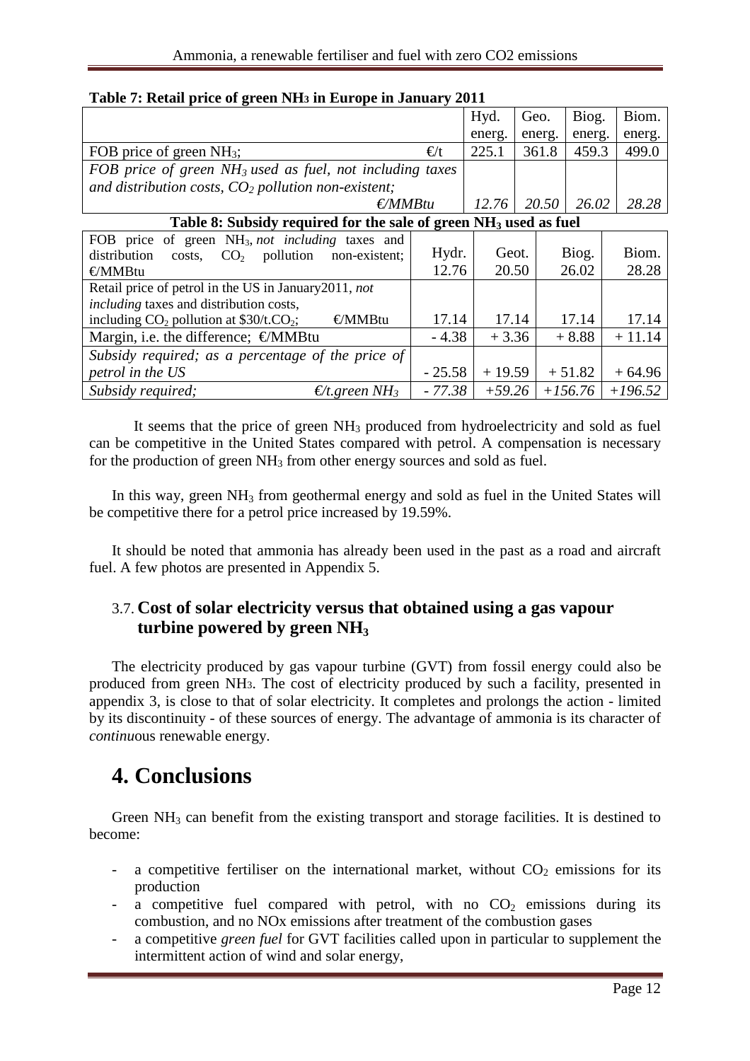**Table 7: Retail price of green $NH_3$ in Europe in January 2011**

| | Hyd. energ. | Geo. energ. | Biog. energ. | Biom. energ. |
|---|---|---|---|---|
| FOB price of green $NH_3$; €/t | 225.1 | 361.8 | 459.3 | 499.0 |
| *FOB price of green $NH_3$ used as fuel, not including taxes and distribution costs, $CO_2$ pollution non-existent; €/MMBtu* | *12.76* | *20.50* | *26.02* | *28.28* |

**Table 8: Subsidy required for the sale of green $NH_3$ used as fuel**

| FOB price of green $NH_3$, *not including* taxes and distribution costs, $CO_2$ pollution non-existent; €/MMBtu | Hydr. 12.76 | Geot. 20.50 | Biog. 26.02 | Biom. 28.28 |
|---|---|---|---|---|
| Retail price of petrol in the US in January2011, *not including* taxes and distribution costs, including $CO_2$ pollution at \$30/t.$CO_2$; €/MMBtu | 17.14 | 17.14 | 17.14 | 17.14 |
| Margin, i.e. the difference; €/MMBtu | - 4.38 | + 3.36 | + 8.88 | + 11.14 |
| *Subsidy required; as a percentage of the price of petrol in the US* | - 25.58 | + 19.59 | + 51.82 | + 64.96 |
| *Subsidy required; €/t.green $NH_3$* | *- 77.38* | *+59.26* | *+156.76* | *+196.52* |

It seems that the price of green $NH_3$ produced from hydroelectricity and sold as fuel can be competitive in the United States compared with petrol. A compensation is necessary for the production of green $NH_3$ from other energy sources and sold as fuel.

In this way, green $NH_3$ from geothermal energy and sold as fuel in the United States will be competitive there for a petrol price increased by 19.59%.

It should be noted that ammonia has already been used in the past as a road and aircraft fuel. A few photos are presented in Appendix 5.

### 3.7. Cost of solar electricity versus that obtained using a gas vapour turbine powered by green $NH_3$

The electricity produced by gas vapour turbine (GVT) from fossil energy could also be produced from green $NH_3$. The cost of electricity produced by such a facility, presented in appendix 3, is close to that of solar electricity. It completes and prolongs the action - limited by its discontinuity - of these sources of energy. The advantage of ammonia is its character of *continu*ous renewable energy.

# 4. Conclusions

Green $NH_3$ can benefit from the existing transport and storage facilities. It is destined to become:

- a competitive fertiliser on the international market, without $CO_2$ emissions for its production
- a competitive fuel compared with petrol, with no $CO_2$ emissions during its combustion, and no NOx emissions after treatment of the combustion gases
- a competitive *green fuel* for GVT facilities called upon in particular to supplement the intermittent action of wind and solar energy,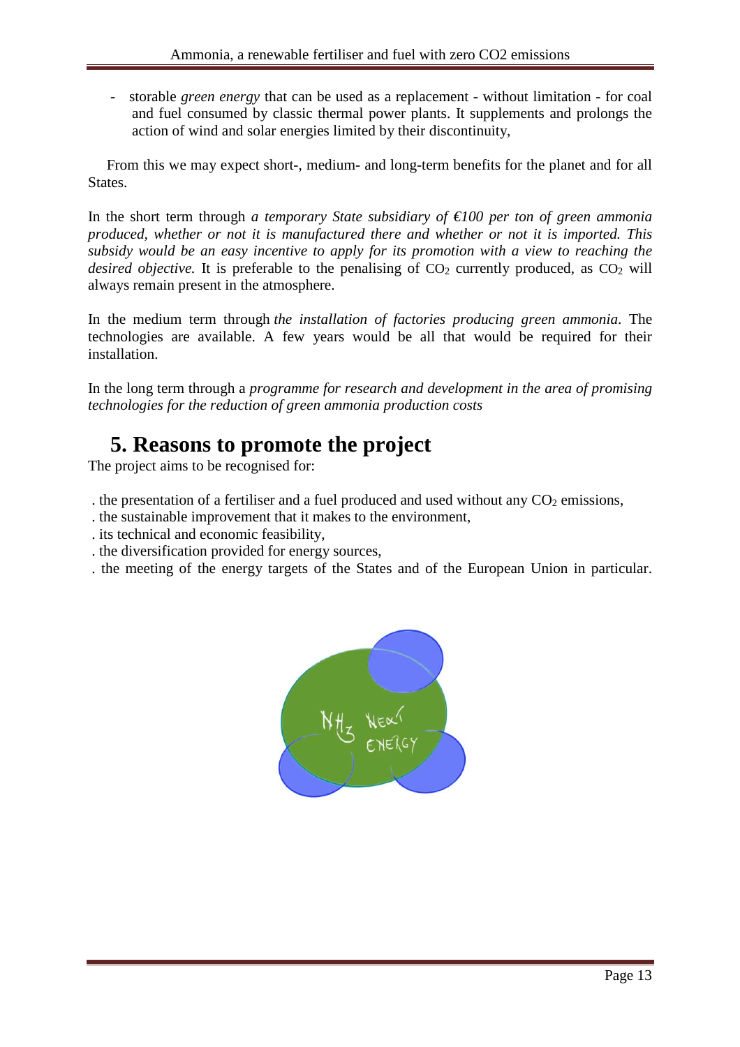- storable *green energy* that can be used as a replacement - without limitation - for coal and fuel consumed by classic thermal power plants. It supplements and prolongs the action of wind and solar energies limited by their discontinuity,

From this we may expect short-, medium- and long-term benefits for the planet and for all States.

In the short term through *a temporary State subsidiary of €100 per ton of green ammonia produced, whether or not it is manufactured there and whether or not it is imported. This subsidy would be an easy incentive to apply for its promotion with a view to reaching the desired objective.* It is preferable to the penalising of $CO_2$ currently produced, as $CO_2$ will always remain present in the atmosphere.

In the medium term through *the installation of factories producing green ammonia*. The technologies are available. A few years would be all that would be required for their installation.

In the long term through a *programme for research and development in the area of promising technologies for the reduction of green ammonia production costs*

## 5. Reasons to promote the project

The project aims to be recognised for:

. the presentation of a fertiliser and a fuel produced and used without any $CO_2$ emissions,
. the sustainable improvement that it makes to the environment,
. its technical and economic feasibility,
. the diversification provided for energy sources,
. the meeting of the energy targets of the States and of the European Union in particular.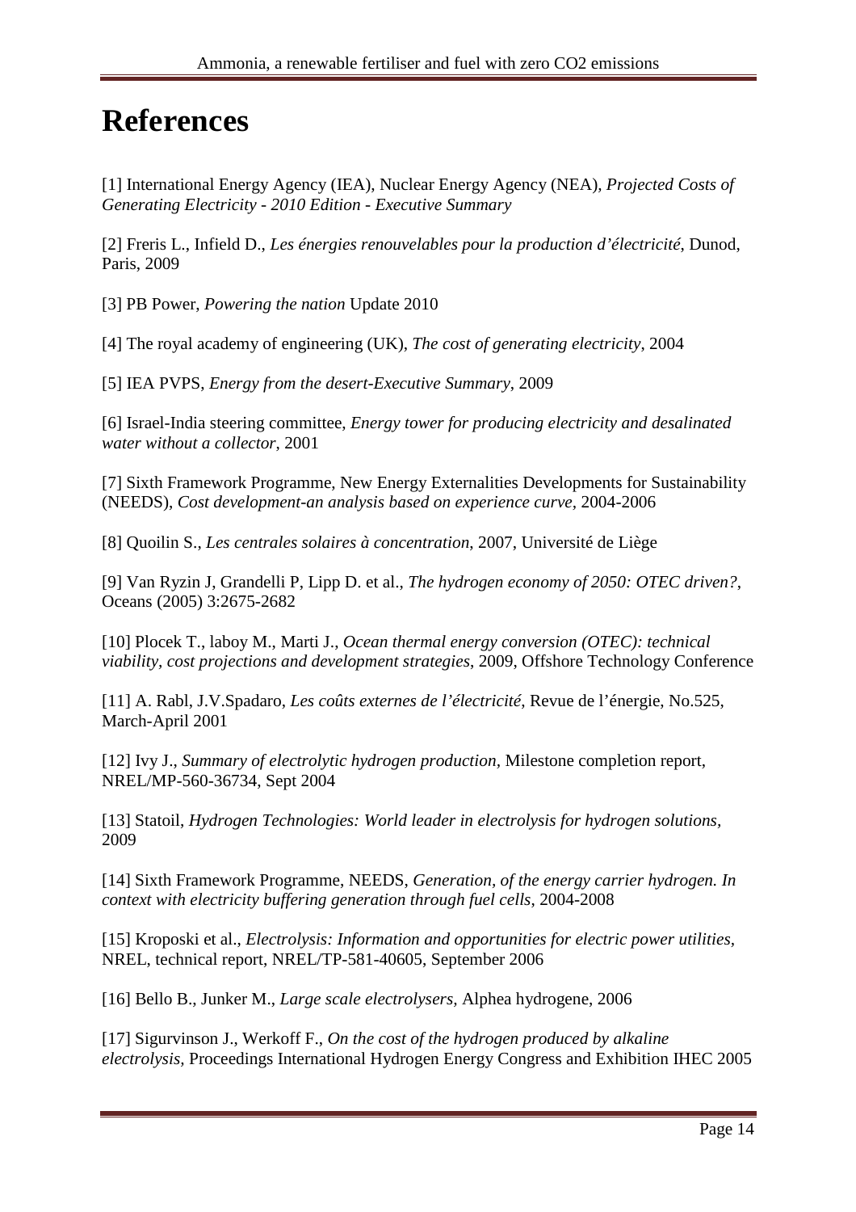# References

[1] International Energy Agency (IEA), Nuclear Energy Agency (NEA), *Projected Costs of Generating Electricity - 2010 Edition - Executive Summary*

[2] Freris L., Infield D., *Les énergies renouvelables pour la production d'électricité*, Dunod, Paris, 2009

[3] PB Power, *Powering the nation* Update 2010

[4] The royal academy of engineering (UK), *The cost of generating electricity*, 2004

[5] IEA PVPS, *Energy from the desert-Executive Summary*, 2009

[6] Israel-India steering committee, *Energy tower for producing electricity and desalinated water without a collector*, 2001

[7] Sixth Framework Programme, New Energy Externalities Developments for Sustainability (NEEDS), *Cost development-an analysis based on experience curve*, 2004-2006

[8] Quoilin S., *Les centrales solaires à concentration*, 2007, Université de Liège

[9] Van Ryzin J, Grandelli P, Lipp D. et al., *The hydrogen economy of 2050: OTEC driven?*, Oceans (2005) 3:2675-2682

[10] Plocek T., laboy M., Marti J., *Ocean thermal energy conversion (OTEC): technical viability, cost projections and development strategies*, 2009, Offshore Technology Conference

[11] A. Rabl, J.V.Spadaro, *Les coûts externes de l'électricité*, Revue de l'énergie, No.525, March-April 2001

[12] Ivy J., *Summary of electrolytic hydrogen production*, Milestone completion report, NREL/MP-560-36734, Sept 2004

[13] Statoil, *Hydrogen Technologies: World leader in electrolysis for hydrogen solutions*, 2009

[14] Sixth Framework Programme, NEEDS, *Generation, of the energy carrier hydrogen. In context with electricity buffering generation through fuel cells*, 2004-2008

[15] Kroposki et al., *Electrolysis: Information and opportunities for electric power utilities*, NREL, technical report, NREL/TP-581-40605, September 2006

[16] Bello B., Junker M., *Large scale electrolysers*, Alphea hydrogene, 2006

[17] Sigurvinson J., Werkoff F., *On the cost of the hydrogen produced by alkaline electrolysis*, Proceedings International Hydrogen Energy Congress and Exhibition IHEC 2005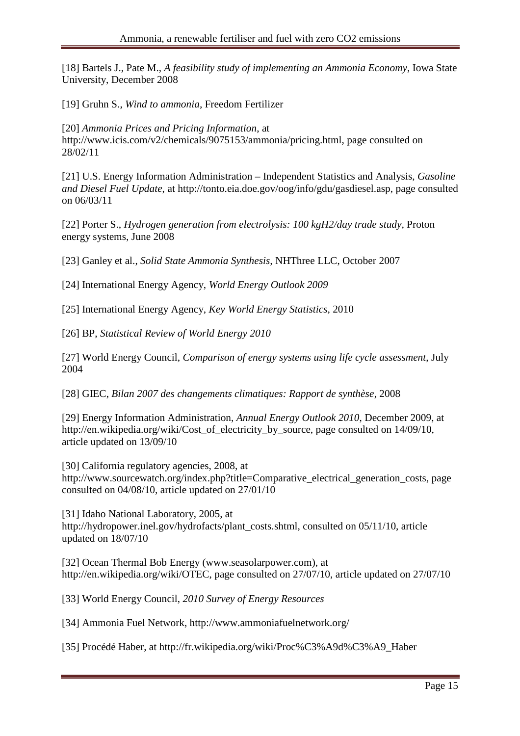[18] Bartels J., Pate M., *A feasibility study of implementing an Ammonia Economy*, Iowa State University, December 2008

[19] Gruhn S., *Wind to ammonia*, Freedom Fertilizer

[20] *Ammonia Prices and Pricing Information*, at http://www.icis.com/v2/chemicals/9075153/ammonia/pricing.html, page consulted on 28/02/11

[21] U.S. Energy Information Administration – Independent Statistics and Analysis, *Gasoline and Diesel Fuel Update*, at http://tonto.eia.doe.gov/oog/info/gdu/gasdiesel.asp, page consulted on 06/03/11

[22] Porter S., *Hydrogen generation from electrolysis: 100 kgH2/day trade study*, Proton energy systems, June 2008

[23] Ganley et al., *Solid State Ammonia Synthesis*, NHThree LLC, October 2007

[24] International Energy Agency, *World Energy Outlook 2009*

[25] International Energy Agency, *Key World Energy Statistics*, 2010

[26] BP, *Statistical Review of World Energy 2010*

[27] World Energy Council, *Comparison of energy systems using life cycle assessment*, July 2004

[28] GIEC, *Bilan 2007 des changements climatiques: Rapport de synthèse*, 2008

[29] Energy Information Administration, *Annual Energy Outlook 2010*, December 2009, at http://en.wikipedia.org/wiki/Cost_of_electricity_by_source, page consulted on 14/09/10, article updated on 13/09/10

[30] California regulatory agencies, 2008, at http://www.sourcewatch.org/index.php?title=Comparative_electrical_generation_costs, page consulted on 04/08/10, article updated on 27/01/10

[31] Idaho National Laboratory, 2005, at http://hydropower.inel.gov/hydrofacts/plant_costs.shtml, consulted on 05/11/10, article updated on 18/07/10

[32] Ocean Thermal Bob Energy (www.seasolarpower.com), at http://en.wikipedia.org/wiki/OTEC, page consulted on 27/07/10, article updated on 27/07/10

[33] World Energy Council, *2010 Survey of Energy Resources*

[34] Ammonia Fuel Network, http://www.ammoniafuelnetwork.org/

[35] Procédé Haber, at http://fr.wikipedia.org/wiki/Proc%C3%A9d%C3%A9_Haber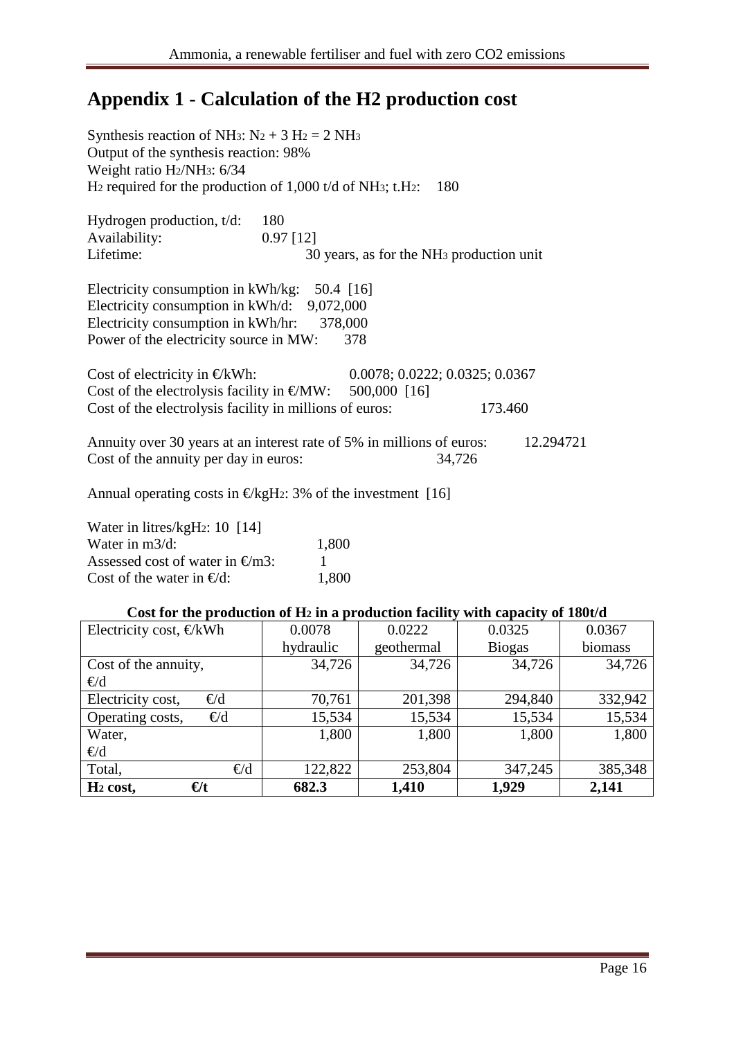# Appendix 1 - Calculation of the H2 production cost

Synthesis reaction of $NH_3$: $N_2 + 3 H_2 = 2 NH_3$
Output of the synthesis reaction: 98%
Weight ratio $H_2/NH_3$: 6/34
$H_2$ required for the production of 1,000 t/d of $NH_3$; t.$H_2$: 180

Hydrogen production, t/d: 180
Availability: 0.97 [12]
Lifetime: 30 years, as for the $NH_3$ production unit

Electricity consumption in kWh/kg: 50.4 [16]
Electricity consumption in kWh/d: 9,072,000
Electricity consumption in kWh/hr: 378,000
Power of the electricity source in MW: 378

Cost of electricity in €/kWh: 0.0078; 0.0222; 0.0325; 0.0367
Cost of the electrolysis facility in €/MW: 500,000 [16]
Cost of the electrolysis facility in millions of euros: 173.460

Annuity over 30 years at an interest rate of 5% in millions of euros: 12.294721
Cost of the annuity per day in euros: 34,726

Annual operating costs in €/kg$H_2$: 3% of the investment [16]

Water in litres/kg$H_2$: 10 [14]
Water in m3/d: 1,800
Assessed cost of water in €/m3: 1
Cost of the water in €/d: 1,800

**Cost for the production of $H_2$ in a production facility with capacity of 180t/d**

| Electricity cost, €/kWh | 0.0078 hydraulic | 0.0222 geothermal | 0.0325 Biogas | 0.0367 biomass |
|---|---|---|---|---|
| Cost of the annuity, €/d | 34,726 | 34,726 | 34,726 | 34,726 |
| Electricity cost, €/d | 70,761 | 201,398 | 294,840 | 332,942 |
| Operating costs, €/d | 15,534 | 15,534 | 15,534 | 15,534 |
| Water, €/d | 1,800 | 1,800 | 1,800 | 1,800 |
| Total, €/d | 122,822 | 253,804 | 347,245 | 385,348 |
| **$H_2$ cost, €/t** | **682.3** | **1,410** | **1,929** | **2,141** |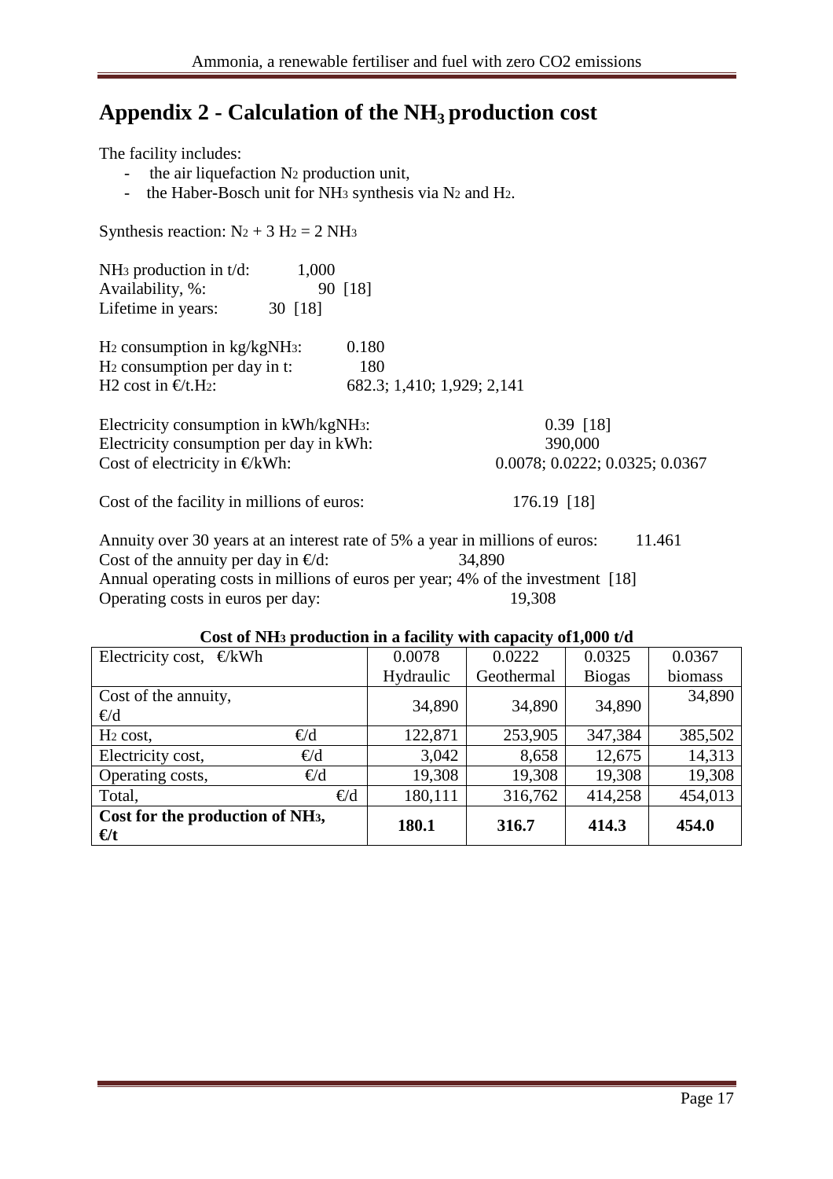# Appendix 2 - Calculation of the $NH_3$ production cost

The facility includes:

- the air liquefaction $N_2$ production unit,
- the Haber-Bosch unit for $NH_3$ synthesis via $N_2$ and $H_2$.

Synthesis reaction: $N_2 + 3\ H_2 = 2\ NH_3$

$NH_3$ production in t/d: 1,000
Availability, %: 90 [18]
Lifetime in years: 30 [18]

$H_2$ consumption in kg/kg$NH_3$: 0.180
$H_2$ consumption per day in t: 180
H2 cost in €/t.$H_2$: 682.3; 1,410; 1,929; 2,141

Electricity consumption in kWh/kg$NH_3$: 0.39 [18]
Electricity consumption per day in kWh: 390,000
Cost of electricity in €/kWh: 0.0078; 0.0222; 0.0325; 0.0367

Cost of the facility in millions of euros: 176.19 [18]

Annuity over 30 years at an interest rate of 5% a year in millions of euros: 11.461
Cost of the annuity per day in €/d: 34,890
Annual operating costs in millions of euros per year; 4% of the investment [18]
Operating costs in euros per day: 19,308

**Cost of $NH_3$ production in a facility with capacity of1,000 t/d**

| Electricity cost, €/kWh | 0.0078 | 0.0222 | 0.0325 | 0.0367 |
|---|---|---|---|---|
| | Hydraulic | Geothermal | Biogas | biomass |
| Cost of the annuity, €/d | 34,890 | 34,890 | 34,890 | 34,890 |
| $H_2$ cost, €/d | 122,871 | 253,905 | 347,384 | 385,502 |
| Electricity cost, €/d | 3,042 | 8,658 | 12,675 | 14,313 |
| Operating costs, €/d | 19,308 | 19,308 | 19,308 | 19,308 |
| Total, €/d | 180,111 | 316,762 | 414,258 | 454,013 |
| **Cost for the production of $NH_3$, €/t** | **180.1** | **316.7** | **414.3** | **454.0** |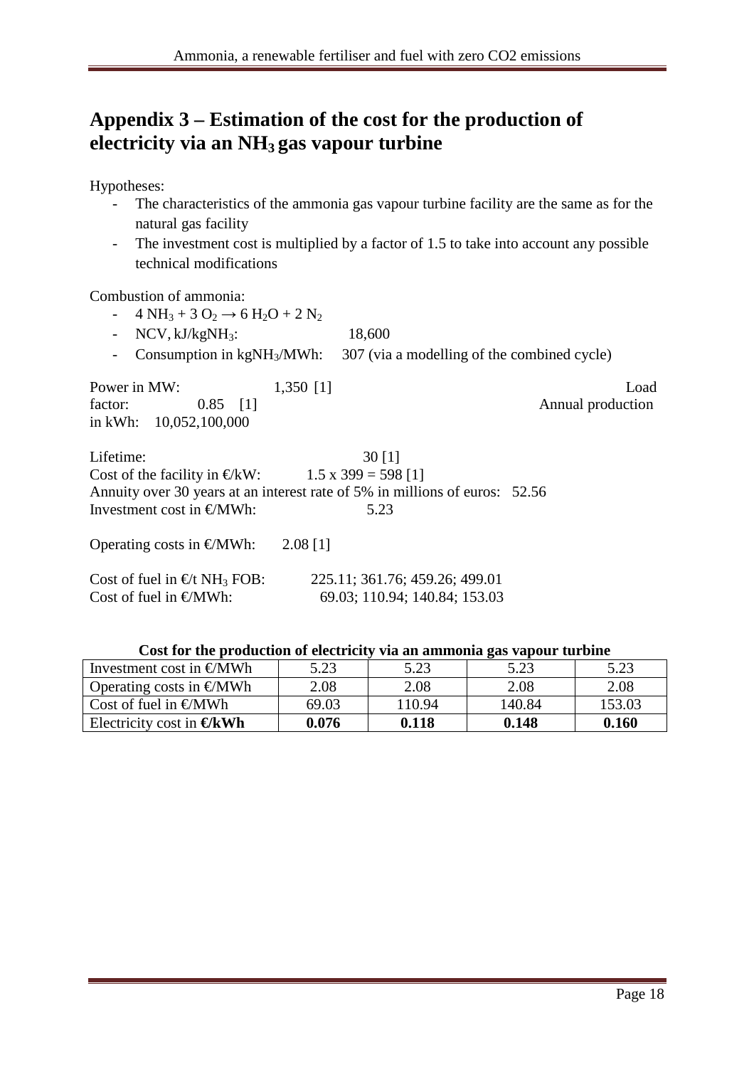# Appendix 3 – Estimation of the cost for the production of electricity via an $NH_3$ gas vapour turbine

Hypotheses:

- The characteristics of the ammonia gas vapour turbine facility are the same as for the natural gas facility
- The investment cost is multiplied by a factor of 1.5 to take into account any possible technical modifications

Combustion of ammonia:

- $4\ NH_3 + 3\ O_2 \rightarrow 6\ H_2O + 2\ N_2$
- NCV, kJ/kg$NH_3$: 18,600
- Consumption in kg$NH_3$/MWh: 307 (via a modelling of the combined cycle)

Power in MW: 1,350 [1]
Load factor: 0.85 [1]
Annual production in kWh: 10,052,100,000

Lifetime: 30 [1]
Cost of the facility in €/kW: 1.5 x 399 = 598 [1]
Annuity over 30 years at an interest rate of 5% in millions of euros: 52.56
Investment cost in €/MWh: 5.23

Operating costs in €/MWh: 2.08 [1]

Cost of fuel in €/t $NH_3$ FOB: 225.11; 361.76; 459.26; 499.01
Cost of fuel in €/MWh: 69.03; 110.94; 140.84; 153.03

**Cost for the production of electricity via an ammonia gas vapour turbine**

| | | | | |
|---|---|---|---|---|
| Investment cost in €/MWh | 5.23 | 5.23 | 5.23 | 5.23 |
| Operating costs in €/MWh | 2.08 | 2.08 | 2.08 | 2.08 |
| Cost of fuel in €/MWh | 69.03 | 110.94 | 140.84 | 153.03 |
| Electricity cost in **€/kWh** | **0.076** | **0.118** | **0.148** | **0.160** |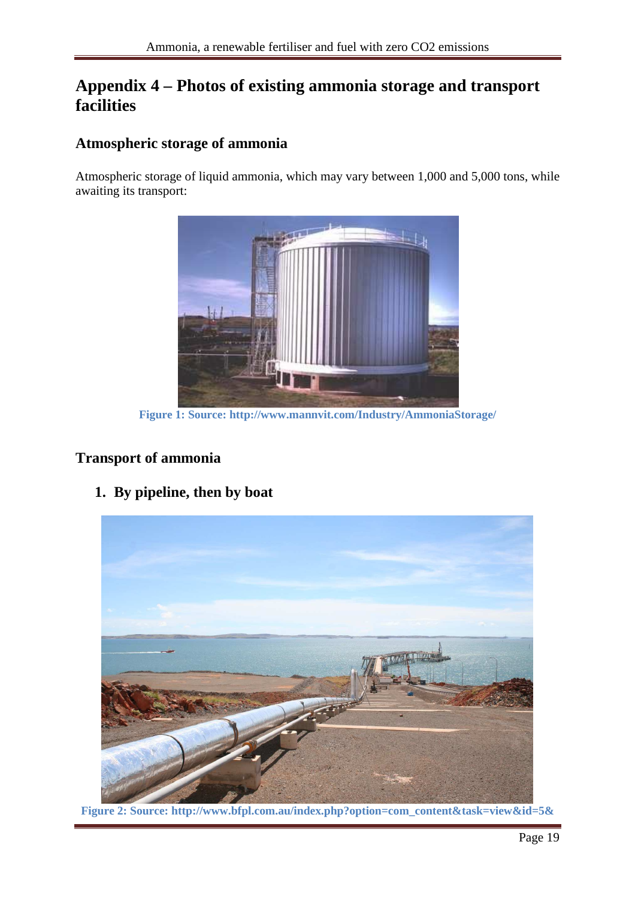# Appendix 4 – Photos of existing ammonia storage and transport facilities

## Atmospheric storage of ammonia

Atmospheric storage of liquid ammonia, which may vary between 1,000 and 5,000 tons, while awaiting its transport:

**Figure 1: Source: http://www.mannvit.com/Industry/AmmoniaStorage/**

## Transport of ammonia

1. **By pipeline, then by boat**

**Figure 2: Source: http://www.bfpl.com.au/index.php?option=com_content&task=view&id=5&**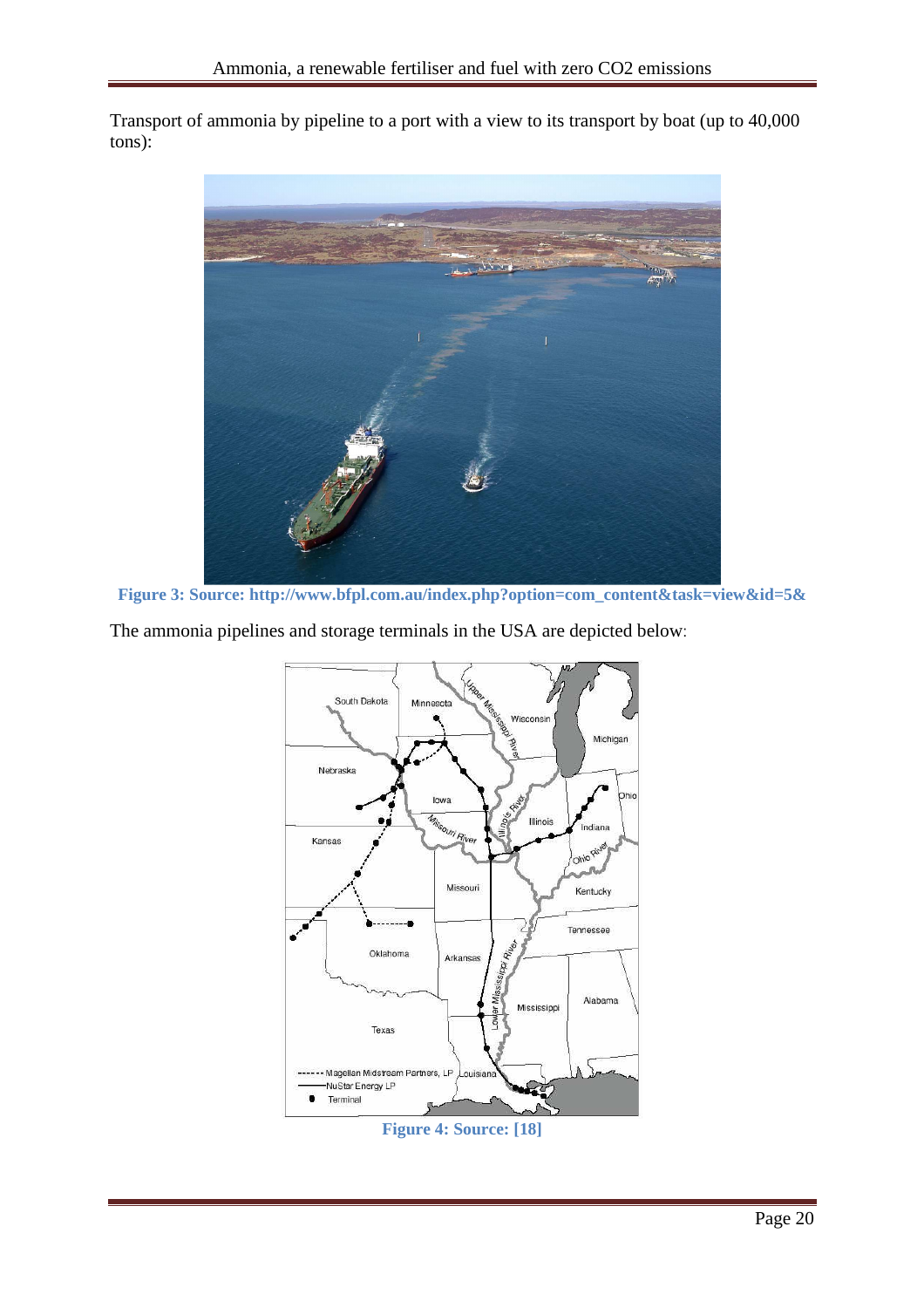Transport of ammonia by pipeline to a port with a view to its transport by boat (up to 40,000 tons):

**Figure 3: Source: http://www.bfpl.com.au/index.php?option=com_content&task=view&id=5&**

The ammonia pipelines and storage terminals in the USA are depicted below:

**Figure 4: Source: [18]**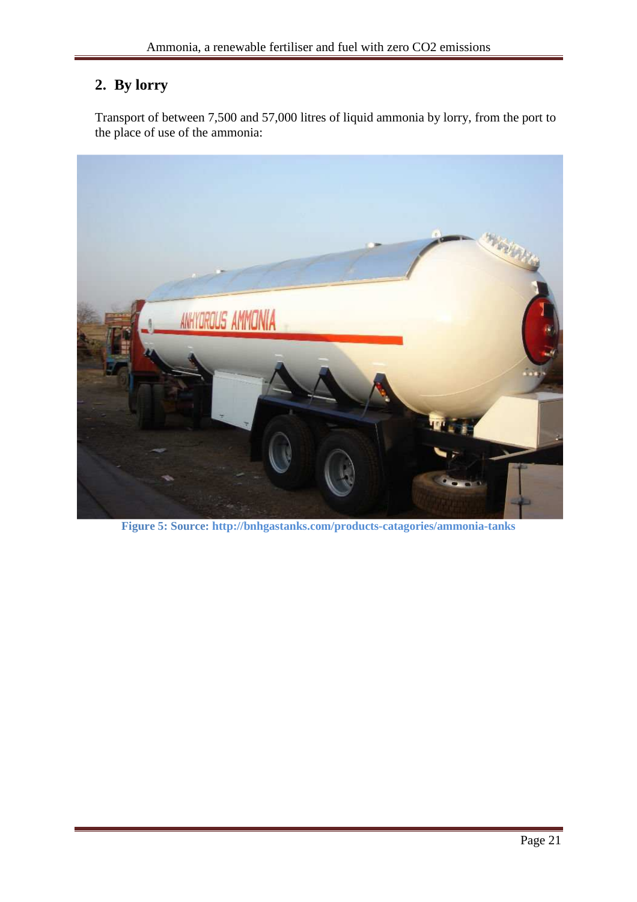## 2. By lorry

Transport of between 7,500 and 57,000 litres of liquid ammonia by lorry, from the port to the place of use of the ammonia:

**Figure 5: Source: http://bnhgastanks.com/products-catagories/ammonia-tanks**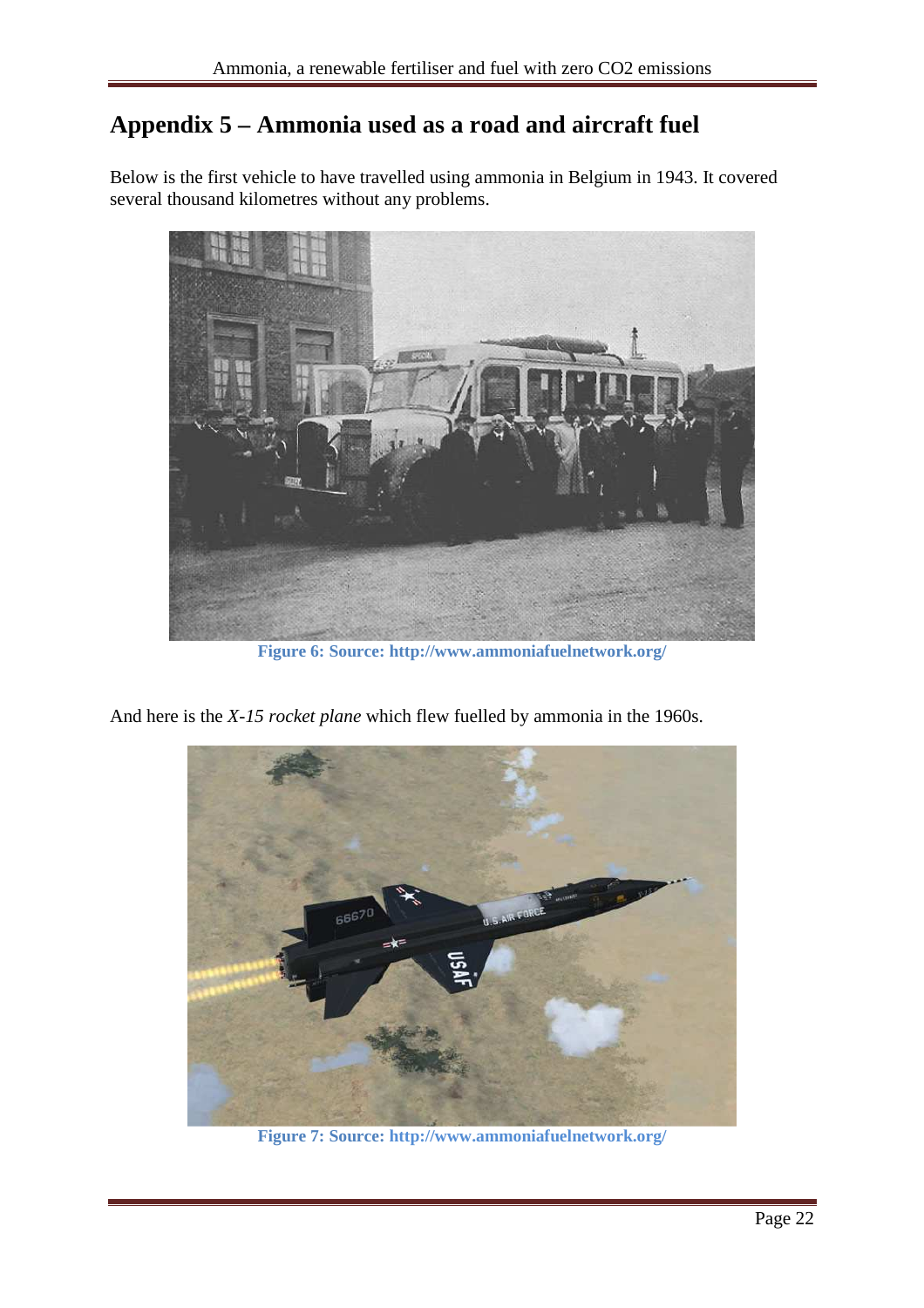## Appendix 5 – Ammonia used as a road and aircraft fuel

Below is the first vehicle to have travelled using ammonia in Belgium in 1943. It covered several thousand kilometres without any problems.

**Figure 6: Source: http://www.ammoniafuelnetwork.org/**

And here is the *X-15 rocket plane* which flew fuelled by ammonia in the 1960s.

**Figure 7: Source: http://www.ammoniafuelnetwork.org/**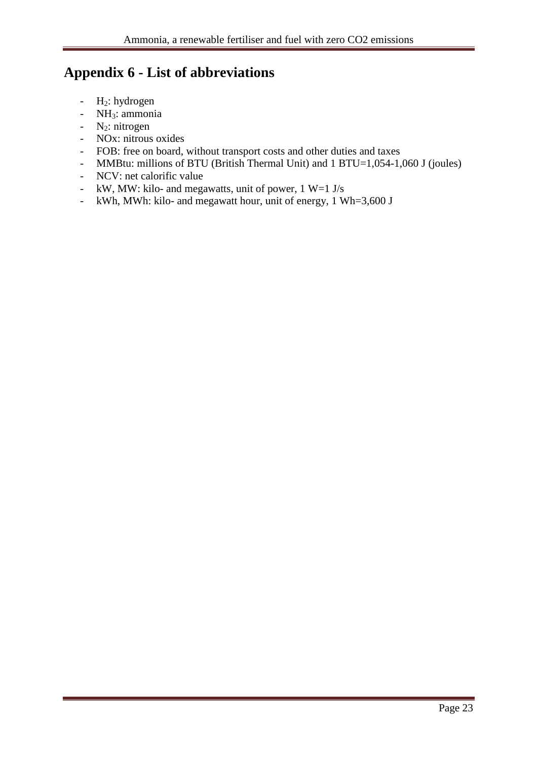# Appendix 6 - List of abbreviations

- $H_2$: hydrogen
- $NH_3$: ammonia
- $N_2$: nitrogen
- NOx: nitrous oxides
- FOB: free on board, without transport costs and other duties and taxes
- MMBtu: millions of BTU (British Thermal Unit) and 1 BTU=1,054-1,060 J (joules)
- NCV: net calorific value
- kW, MW: kilo- and megawatts, unit of power, 1 W=1 J/s
- kWh, MWh: kilo- and megawatt hour, unit of energy, 1 Wh=3,600 J